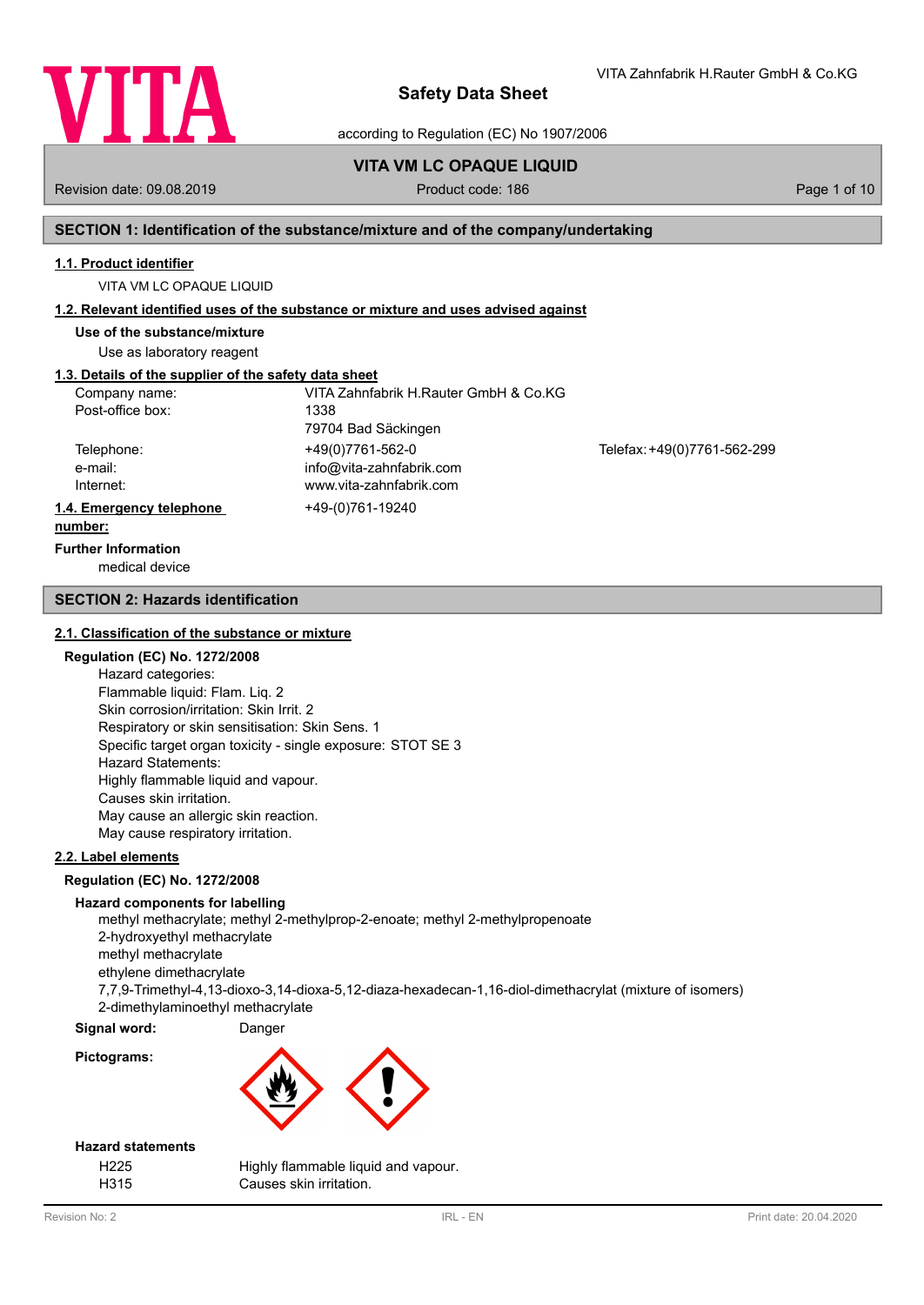# Safety Data Sheet

according to Regulation (EC) No 1907/2006

VITA Zahnfabrik H.Rauter GmbH & Co.KG

**VITA VM LC OPAQUE LIQUID**

Revision date: 09.08.2019 Product code: 186

## SECTION 1: Identification of the substance/mixture and of the company/undertaking

### 1.1. Product identifier

VITA VM LC OPAQUE LIQUID

### 1.2. Relevant identified uses of the substance or mixture and uses advised against

**Use of the substance/mixture**

Use as laboratory reagent

### 1.3. Details of the supplier of the safety data sheet

| | | |
|---|---|---|
| Company name: | VITA Zahnfabrik H.Rauter GmbH & Co.KG | |
| Post-office box: | 1338 | |
| | 79704 Bad Säckingen | |
| Telephone: | +49(0)7761-562-0 | Telefax: +49(0)7761-562-299 |
| e-mail: | info@vita-zahnfabrik.com | |
| Internet: | www.vita-zahnfabrik.com | |

### 1.4. Emergency telephone number:

+49-(0)761-19240

**Further Information**

medical device

## SECTION 2: Hazards identification

### 2.1. Classification of the substance or mixture

**Regulation (EC) No. 1272/2008**

Hazard categories:
Flammable liquid: Flam. Liq. 2
Skin corrosion/irritation: Skin Irrit. 2
Respiratory or skin sensitisation: Skin Sens. 1
Specific target organ toxicity - single exposure: STOT SE 3
Hazard Statements:
Highly flammable liquid and vapour.
Causes skin irritation.
May cause an allergic skin reaction.
May cause respiratory irritation.

### 2.2. Label elements

**Regulation (EC) No. 1272/2008**

**Hazard components for labelling**

methyl methacrylate; methyl 2-methylprop-2-enoate; methyl 2-methylpropenoate
2-hydroxyethyl methacrylate
methyl methacrylate
ethylene dimethacrylate
7,7,9-Trimethyl-4,13-dioxo-3,14-dioxa-5,12-diaza-hexadecan-1,16-diol-dimethacrylat (mixture of isomers)
2-dimethylaminoethyl methacrylate

**Signal word:** Danger

**Pictograms:**

**Hazard statements**

| | |
|---|---|
| H225 | Highly flammable liquid and vapour. |
| H315 | Causes skin irritation. |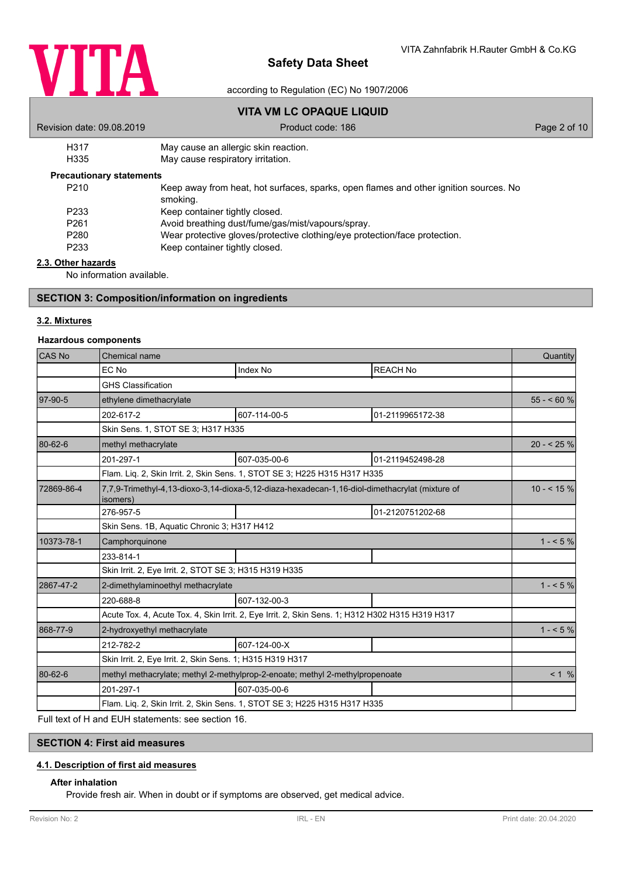| | |
|---|---|
| H317 | May cause an allergic skin reaction. |
| H335 | May cause respiratory irritation. |

**Precautionary statements**

| | |
|---|---|
| P210 | Keep away from heat, hot surfaces, sparks, open flames and other ignition sources. No smoking. |
| P233 | Keep container tightly closed. |
| P261 | Avoid breathing dust/fume/gas/mist/vapours/spray. |
| P280 | Wear protective gloves/protective clothing/eye protection/face protection. |
| P233 | Keep container tightly closed. |

### 2.3. Other hazards

No information available.

## SECTION 3: Composition/information on ingredients

### 3.2. Mixtures

**Hazardous components**

| CAS No | Chemical name | | | Quantity |
|---|---|---|---|---|
| | EC No | Index No | REACH No | |
| | GHS Classification | | | |
| 97-90-5 | ethylene dimethacrylate | | | 55 - < 60 % |
| | 202-617-2 | 607-114-00-5 | 01-2119965172-38 | |
| | Skin Sens. 1, STOT SE 3; H317 H335 | | | |
| 80-62-6 | methyl methacrylate | | | 20 - < 25 % |
| | 201-297-1 | 607-035-00-6 | 01-2119452498-28 | |
| | Flam. Liq. 2, Skin Irrit. 2, Skin Sens. 1, STOT SE 3; H225 H315 H317 H335 | | | |
| 72869-86-4 | 7,7,9-Trimethyl-4,13-dioxo-3,14-dioxa-5,12-diaza-hexadecan-1,16-diol-dimethacrylat (mixture of isomers) | | | 10 - < 15 % |
| | 276-957-5 | | 01-2120751202-68 | |
| | Skin Sens. 1B, Aquatic Chronic 3; H317 H412 | | | |
| 10373-78-1 | Camphorquinone | | | 1 - < 5 % |
| | 233-814-1 | | | |
| | Skin Irrit. 2, Eye Irrit. 2, STOT SE 3; H315 H319 H335 | | | |
| 2867-47-2 | 2-dimethylaminoethyl methacrylate | | | 1 - < 5 % |
| | 220-688-8 | 607-132-00-3 | | |
| | Acute Tox. 4, Acute Tox. 4, Skin Irrit. 2, Eye Irrit. 2, Skin Sens. 1; H312 H302 H315 H319 H317 | | | |
| 868-77-9 | 2-hydroxyethyl methacrylate | | | 1 - < 5 % |
| | 212-782-2 | 607-124-00-X | | |
| | Skin Irrit. 2, Eye Irrit. 2, Skin Sens. 1; H315 H319 H317 | | | |
| 80-62-6 | methyl methacrylate; methyl 2-methylprop-2-enoate; methyl 2-methylpropenoate | | | < 1 % |
| | 201-297-1 | 607-035-00-6 | | |
| | Flam. Liq. 2, Skin Irrit. 2, Skin Sens. 1, STOT SE 3; H225 H315 H317 H335 | | | |

Full text of H and EUH statements: see section 16.

## SECTION 4: First aid measures

### 4.1. Description of first aid measures

**After inhalation**

Provide fresh air. When in doubt or if symptoms are observed, get medical advice.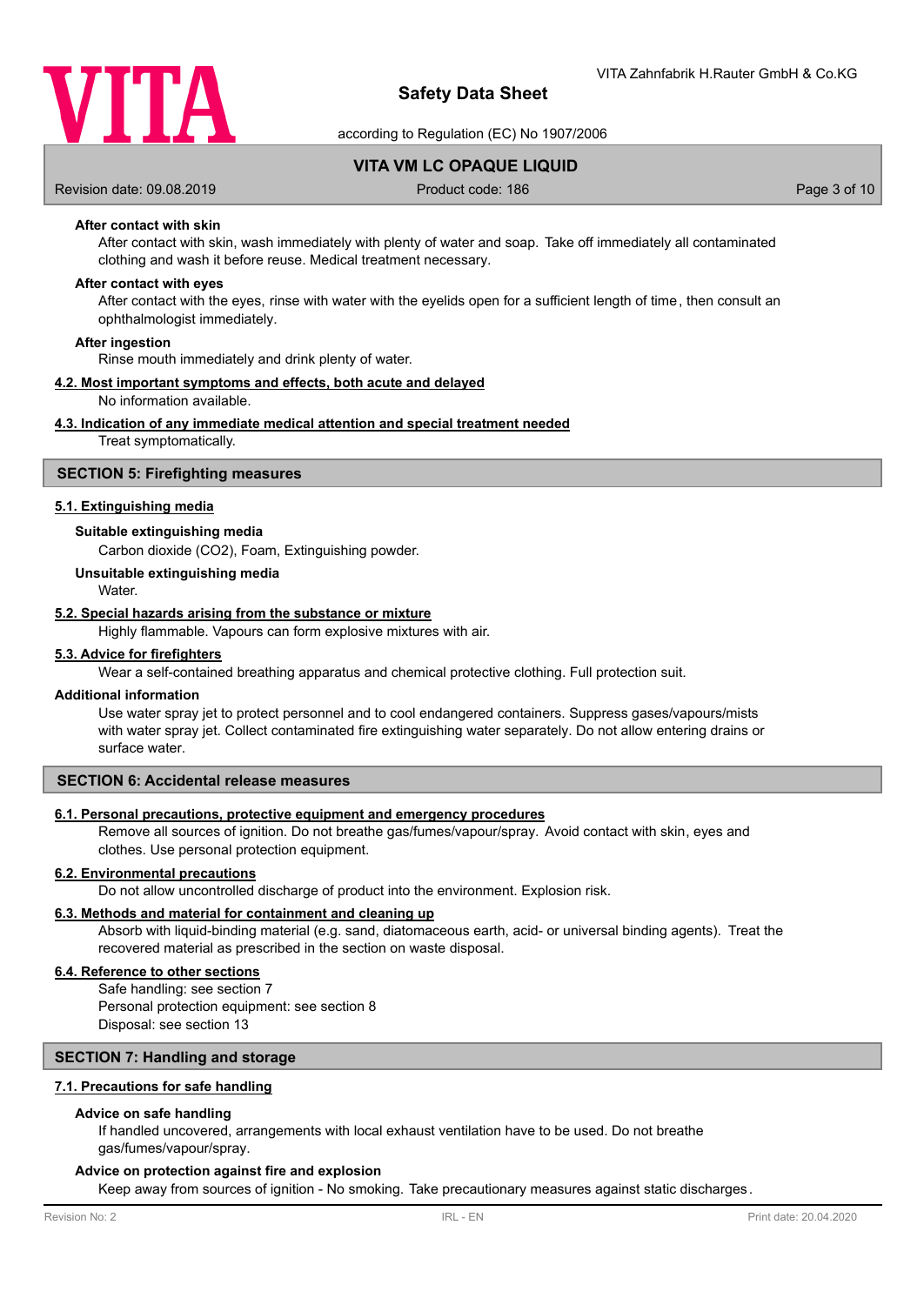#### After contact with skin

After contact with skin, wash immediately with plenty of water and soap. Take off immediately all contaminated clothing and wash it before reuse. Medical treatment necessary.

#### After contact with eyes

After contact with the eyes, rinse with water with the eyelids open for a sufficient length of time, then consult an ophthalmologist immediately.

#### After ingestion

Rinse mouth immediately and drink plenty of water.

### 4.2. Most important symptoms and effects, both acute and delayed

No information available.

### 4.3. Indication of any immediate medical attention and special treatment needed

Treat symptomatically.

## SECTION 5: Firefighting measures

### 5.1. Extinguishing media

#### Suitable extinguishing media

Carbon dioxide ($CO_2$), Foam, Extinguishing powder.

#### Unsuitable extinguishing media

Water.

### 5.2. Special hazards arising from the substance or mixture

Highly flammable. Vapours can form explosive mixtures with air.

### 5.3. Advice for firefighters

Wear a self-contained breathing apparatus and chemical protective clothing. Full protection suit.

#### Additional information

Use water spray jet to protect personnel and to cool endangered containers. Suppress gases/vapours/mists with water spray jet. Collect contaminated fire extinguishing water separately. Do not allow entering drains or surface water.

## SECTION 6: Accidental release measures

### 6.1. Personal precautions, protective equipment and emergency procedures

Remove all sources of ignition. Do not breathe gas/fumes/vapour/spray. Avoid contact with skin, eyes and clothes. Use personal protection equipment.

### 6.2. Environmental precautions

Do not allow uncontrolled discharge of product into the environment. Explosion risk.

### 6.3. Methods and material for containment and cleaning up

Absorb with liquid-binding material (e.g. sand, diatomaceous earth, acid- or universal binding agents). Treat the recovered material as prescribed in the section on waste disposal.

### 6.4. Reference to other sections

Safe handling: see section 7
Personal protection equipment: see section 8
Disposal: see section 13

## SECTION 7: Handling and storage

### 7.1. Precautions for safe handling

#### Advice on safe handling

If handled uncovered, arrangements with local exhaust ventilation have to be used. Do not breathe gas/fumes/vapour/spray.

#### Advice on protection against fire and explosion

Keep away from sources of ignition - No smoking. Take precautionary measures against static discharges.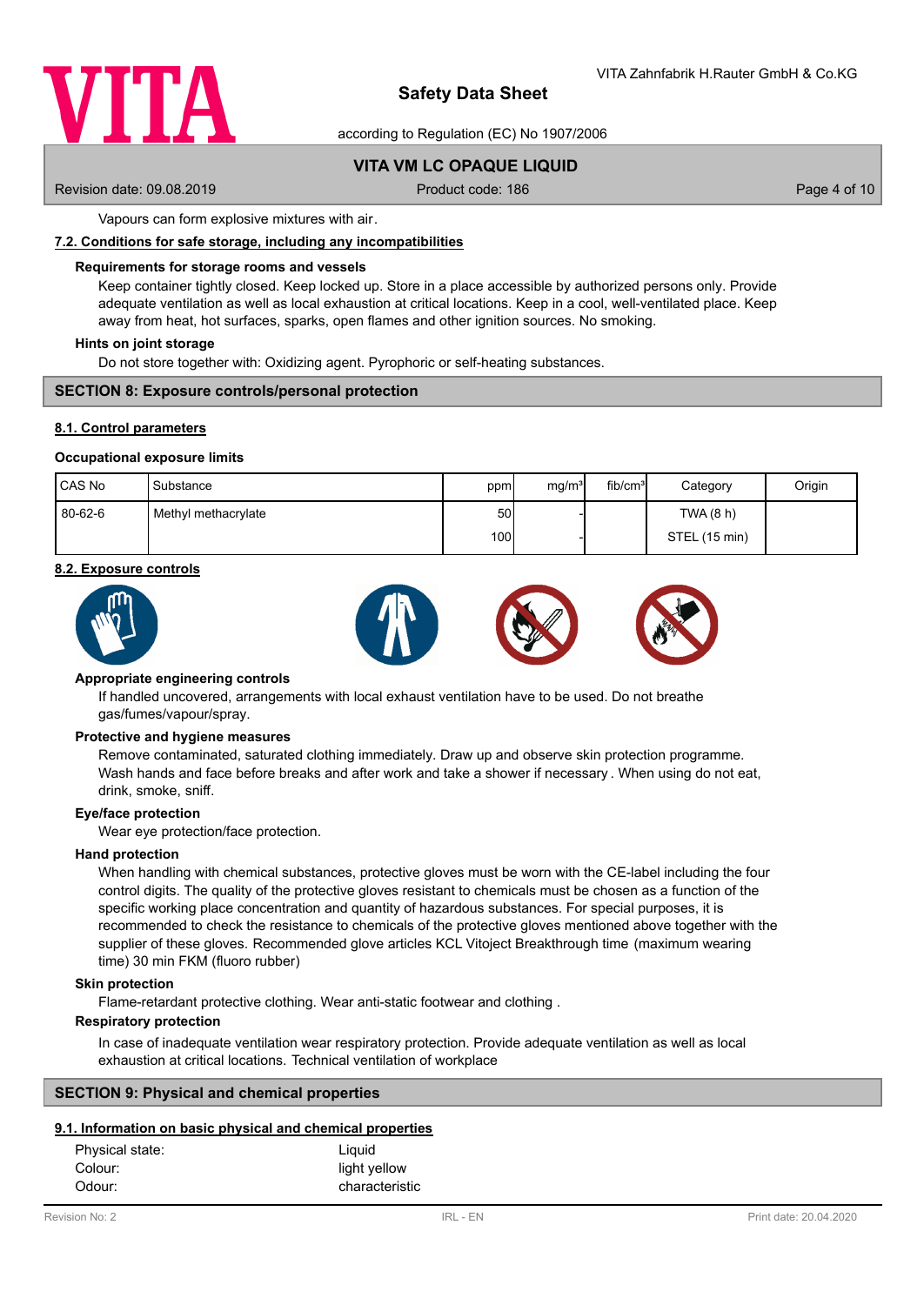Vapours can form explosive mixtures with air.

### 7.2. Conditions for safe storage, including any incompatibilities

**Requirements for storage rooms and vessels**

Keep container tightly closed. Keep locked up. Store in a place accessible by authorized persons only. Provide adequate ventilation as well as local exhaustion at critical locations. Keep in a cool, well-ventilated place. Keep away from heat, hot surfaces, sparks, open flames and other ignition sources. No smoking.

**Hints on joint storage**

Do not store together with: Oxidizing agent. Pyrophoric or self-heating substances.

## SECTION 8: Exposure controls/personal protection

### 8.1. Control parameters

**Occupational exposure limits**

| CAS No | Substance | ppm | mg/m³ | fib/cm³ | Category | Origin |
|---|---|---|---|---|---|---|
| 80-62-6 | Methyl methacrylate | 50 | - | | TWA (8 h) | |
| | | 100 | - | | STEL (15 min) | |

### 8.2. Exposure controls

**Appropriate engineering controls**

If handled uncovered, arrangements with local exhaust ventilation have to be used. Do not breathe gas/fumes/vapour/spray.

**Protective and hygiene measures**

Remove contaminated, saturated clothing immediately. Draw up and observe skin protection programme. Wash hands and face before breaks and after work and take a shower if necessary. When using do not eat, drink, smoke, sniff.

**Eye/face protection**

Wear eye protection/face protection.

**Hand protection**

When handling with chemical substances, protective gloves must be worn with the CE-label including the four control digits. The quality of the protective gloves resistant to chemicals must be chosen as a function of the specific working place concentration and quantity of hazardous substances. For special purposes, it is recommended to check the resistance to chemicals of the protective gloves mentioned above together with the supplier of these gloves. Recommended glove articles KCL Vitoject Breakthrough time (maximum wearing time) 30 min FKM (fluoro rubber)

**Skin protection**

Flame-retardant protective clothing. Wear anti-static footwear and clothing .

**Respiratory protection**

In case of inadequate ventilation wear respiratory protection. Provide adequate ventilation as well as local exhaustion at critical locations. Technical ventilation of workplace

## SECTION 9: Physical and chemical properties

### 9.1. Information on basic physical and chemical properties

Physical state: Liquid
Colour: light yellow
Odour: characteristic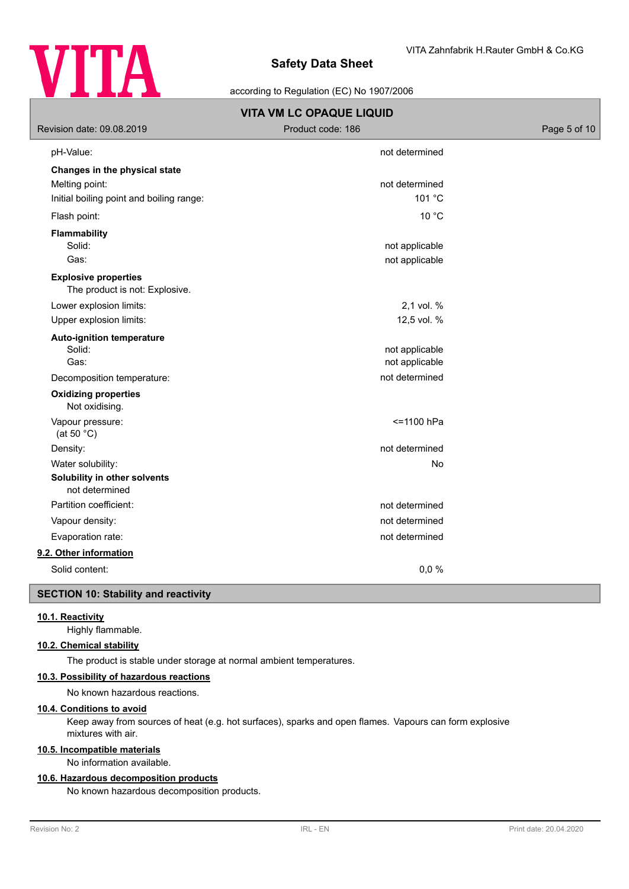| | |
|---|---|
| pH-Value: | not determined |
| **Changes in the physical state** | |
| Melting point: | not determined |
| Initial boiling point and boiling range: | 101 °C |
| Flash point: | 10 °C |
| **Flammability** | |
| Solid: | not applicable |
| Gas: | not applicable |
| **Explosive properties** | |
| The product is not: Explosive. | |
| Lower explosion limits: | 2,1 vol. % |
| Upper explosion limits: | 12,5 vol. % |
| **Auto-ignition temperature** | |
| Solid: | not applicable |
| Gas: | not applicable |
| Decomposition temperature: | not determined |
| **Oxidizing properties** | |
| Not oxidising. | |
| Vapour pressure: (at 50 °C) | <=1100 hPa |
| Density: | not determined |
| Water solubility: | No |
| **Solubility in other solvents** | |
| not determined | |
| Partition coefficient: | not determined |
| Vapour density: | not determined |
| Evaporation rate: | not determined |

### 9.2. Other information

| | |
|---|---|
| Solid content: | 0,0 % |

## SECTION 10: Stability and reactivity

### 10.1. Reactivity

Highly flammable.

### 10.2. Chemical stability

The product is stable under storage at normal ambient temperatures.

### 10.3. Possibility of hazardous reactions

No known hazardous reactions.

### 10.4. Conditions to avoid

Keep away from sources of heat (e.g. hot surfaces), sparks and open flames. Vapours can form explosive mixtures with air.

### 10.5. Incompatible materials

No information available.

### 10.6. Hazardous decomposition products

No known hazardous decomposition products.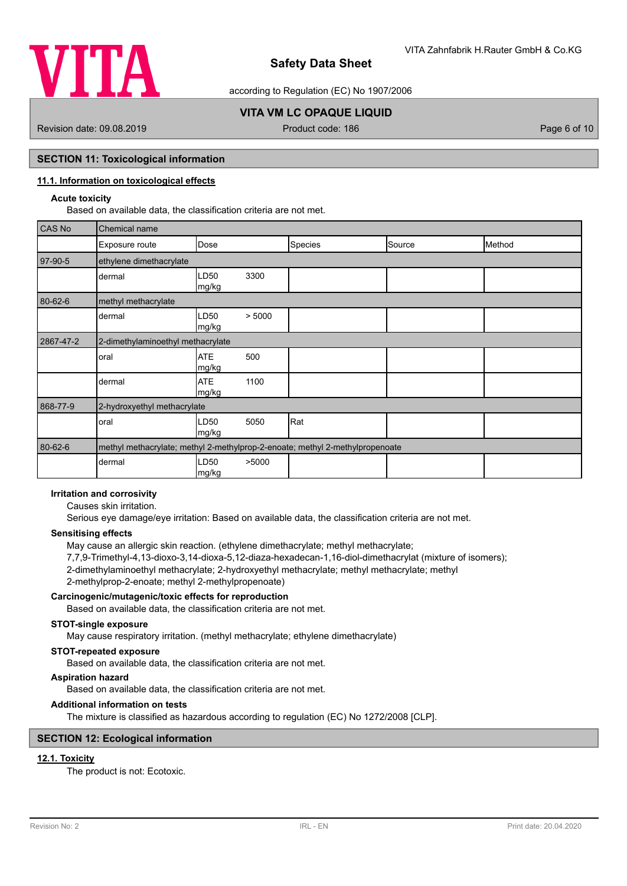## SECTION 11: Toxicological information

### 11.1. Information on toxicological effects

**Acute toxicity**

Based on available data, the classification criteria are not met.

| CAS No | Chemical name | | | | |
|---|---|---|---|---|---|
| | Exposure route | Dose | Species | Source | Method |
| 97-90-5 | ethylene dimethacrylate | | | | |
| | dermal | LD50 3300 mg/kg | | | |
| 80-62-6 | methyl methacrylate | | | | |
| | dermal | LD50 > 5000 mg/kg | | | |
| 2867-47-2 | 2-dimethylaminoethyl methacrylate | | | | |
| | oral | ATE 500 mg/kg | | | |
| | dermal | ATE 1100 mg/kg | | | |
| 868-77-9 | 2-hydroxyethyl methacrylate | | | | |
| | oral | LD50 5050 mg/kg | Rat | | |
| 80-62-6 | methyl methacrylate; methyl 2-methylprop-2-enoate; methyl 2-methylpropenoate | | | | |
| | dermal | LD50 >5000 mg/kg | | | |

**Irritation and corrosivity**

Causes skin irritation.

Serious eye damage/eye irritation: Based on available data, the classification criteria are not met.

**Sensitising effects**

May cause an allergic skin reaction. (ethylene dimethacrylate; methyl methacrylate; 7,7,9-Trimethyl-4,13-dioxo-3,14-dioxa-5,12-diaza-hexadecan-1,16-diol-dimethacrylat (mixture of isomers); 2-dimethylaminoethyl methacrylate; 2-hydroxyethyl methacrylate; methyl methacrylate; methyl 2-methylprop-2-enoate; methyl 2-methylpropenoate)

**Carcinogenic/mutagenic/toxic effects for reproduction**

Based on available data, the classification criteria are not met.

**STOT-single exposure**

May cause respiratory irritation. (methyl methacrylate; ethylene dimethacrylate)

**STOT-repeated exposure**

Based on available data, the classification criteria are not met.

**Aspiration hazard**

Based on available data, the classification criteria are not met.

**Additional information on tests**

The mixture is classified as hazardous according to regulation (EC) No 1272/2008 [CLP].

## SECTION 12: Ecological information

### 12.1. Toxicity

The product is not: Ecotoxic.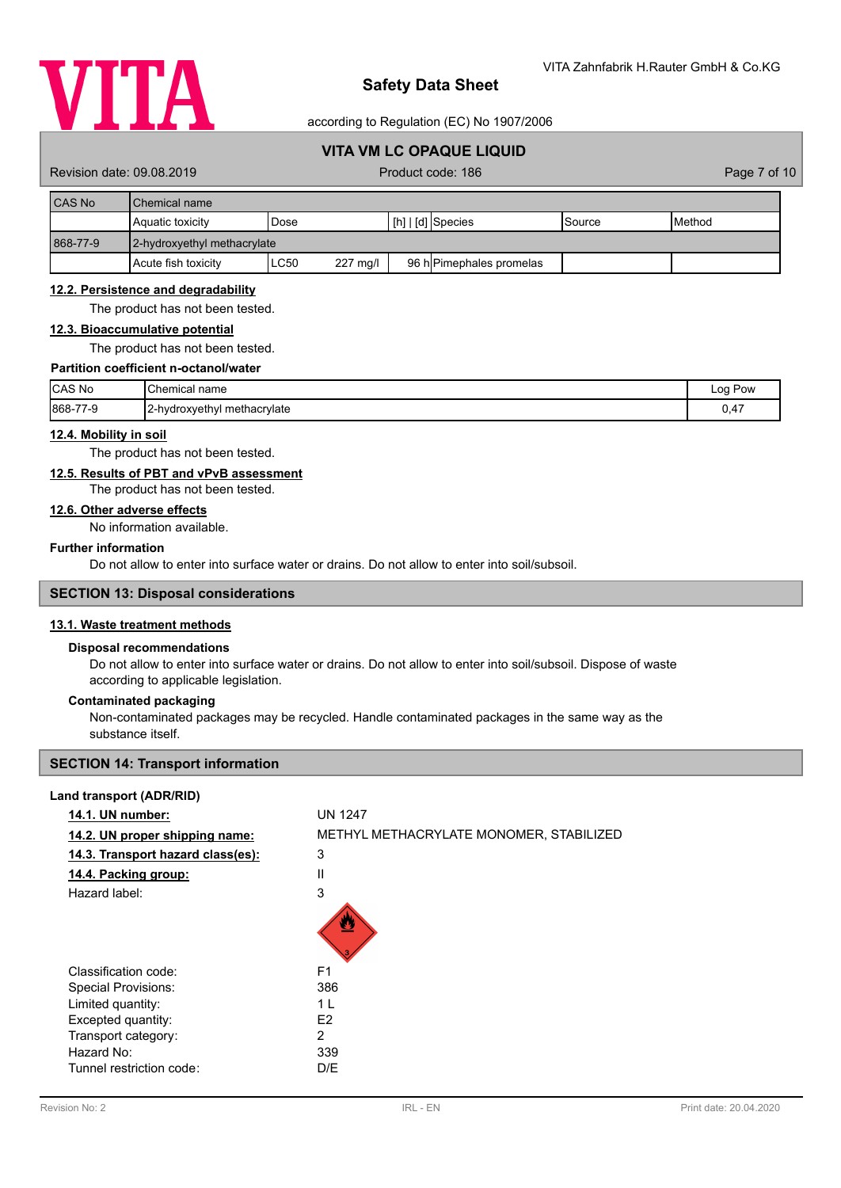| CAS No | Chemical name | | | | |
|---|---|---|---|---|---|
| | Aquatic toxicity | Dose | [h] \| [d] | Species | Source | Method |
| 868-77-9 | 2-hydroxyethyl methacrylate | | | | | |
| | Acute fish toxicity | LC50 227 mg/l | 96 h | Pimephales promelas | | |

### 12.2. Persistence and degradability

The product has not been tested.

### 12.3. Bioaccumulative potential

The product has not been tested.

**Partition coefficient n-octanol/water**

| CAS No | Chemical name | Log Pow |
|---|---|---|
| 868-77-9 | 2-hydroxyethyl methacrylate | 0,47 |

### 12.4. Mobility in soil

The product has not been tested.

### 12.5. Results of PBT and vPvB assessment

The product has not been tested.

### 12.6. Other adverse effects

No information available.

**Further information**

Do not allow to enter into surface water or drains. Do not allow to enter into soil/subsoil.

## SECTION 13: Disposal considerations

### 13.1. Waste treatment methods

**Disposal recommendations**

Do not allow to enter into surface water or drains. Do not allow to enter into soil/subsoil. Dispose of waste according to applicable legislation.

**Contaminated packaging**

Non-contaminated packages may be recycled. Handle contaminated packages in the same way as the substance itself.

## SECTION 14: Transport information

**Land transport (ADR/RID)**

| | |
|---|---|
| **14.1. UN number:** | UN 1247 |
| **14.2. UN proper shipping name:** | METHYL METHACRYLATE MONOMER, STABILIZED |
| **14.3. Transport hazard class(es):** | 3 |
| **14.4. Packing group:** | II |
| Hazard label: | 3 |
| Classification code: | F1 |
| Special Provisions: | 386 |
| Limited quantity: | 1 L |
| Excepted quantity: | E2 |
| Transport category: | 2 |
| Hazard No: | 339 |
| Tunnel restriction code: | D/E |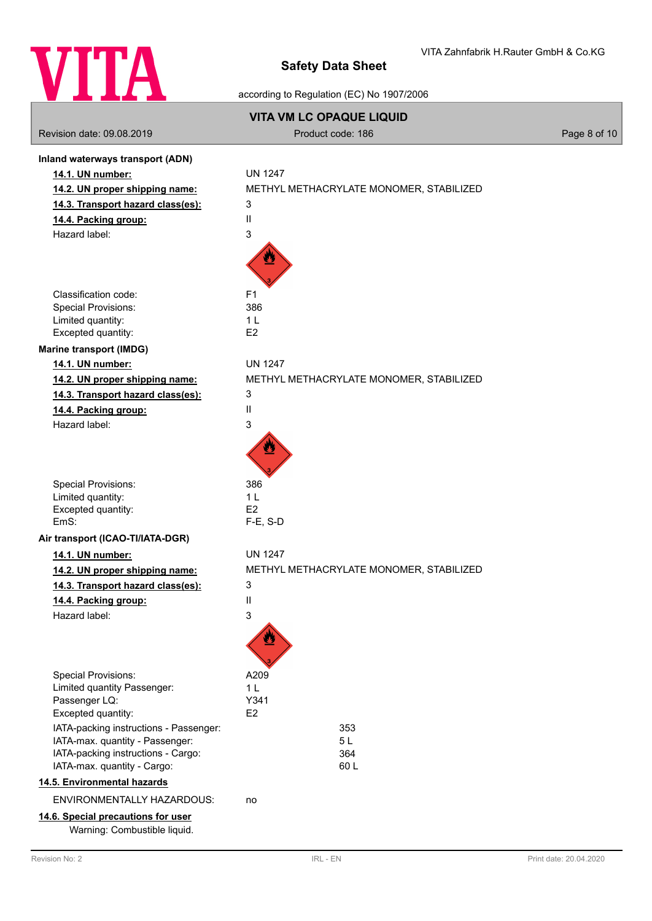**Inland waterways transport (ADN)**

| | |
|---|---|
| **14.1. UN number:** | UN 1247 |
| **14.2. UN proper shipping name:** | METHYL METHACRYLATE MONOMER, STABILIZED |
| **14.3. Transport hazard class(es):** | 3 |
| **14.4. Packing group:** | II |
| Hazard label: | 3 |
| Classification code: | F1 |
| Special Provisions: | 386 |
| Limited quantity: | 1 L |
| Excepted quantity: | E2 |

**Marine transport (IMDG)**

| | |
|---|---|
| **14.1. UN number:** | UN 1247 |
| **14.2. UN proper shipping name:** | METHYL METHACRYLATE MONOMER, STABILIZED |
| **14.3. Transport hazard class(es):** | 3 |
| **14.4. Packing group:** | II |
| Hazard label: | 3 |
| Special Provisions: | 386 |
| Limited quantity: | 1 L |
| Excepted quantity: | E2 |
| EmS: | F-E, S-D |

**Air transport (ICAO-TI/IATA-DGR)**

| | |
|---|---|
| **14.1. UN number:** | UN 1247 |
| **14.2. UN proper shipping name:** | METHYL METHACRYLATE MONOMER, STABILIZED |
| **14.3. Transport hazard class(es):** | 3 |
| **14.4. Packing group:** | II |
| Hazard label: | 3 |
| Special Provisions: | A209 |
| Limited quantity Passenger: | 1 L |
| Passenger LQ: | Y341 |
| Excepted quantity: | E2 |
| IATA-packing instructions - Passenger: | 353 |
| IATA-max. quantity - Passenger: | 5 L |
| IATA-packing instructions - Cargo: | 364 |
| IATA-max. quantity - Cargo: | 60 L |

**14.5. Environmental hazards**

ENVIRONMENTALLY HAZARDOUS: no

**14.6. Special precautions for user**

Warning: Combustible liquid.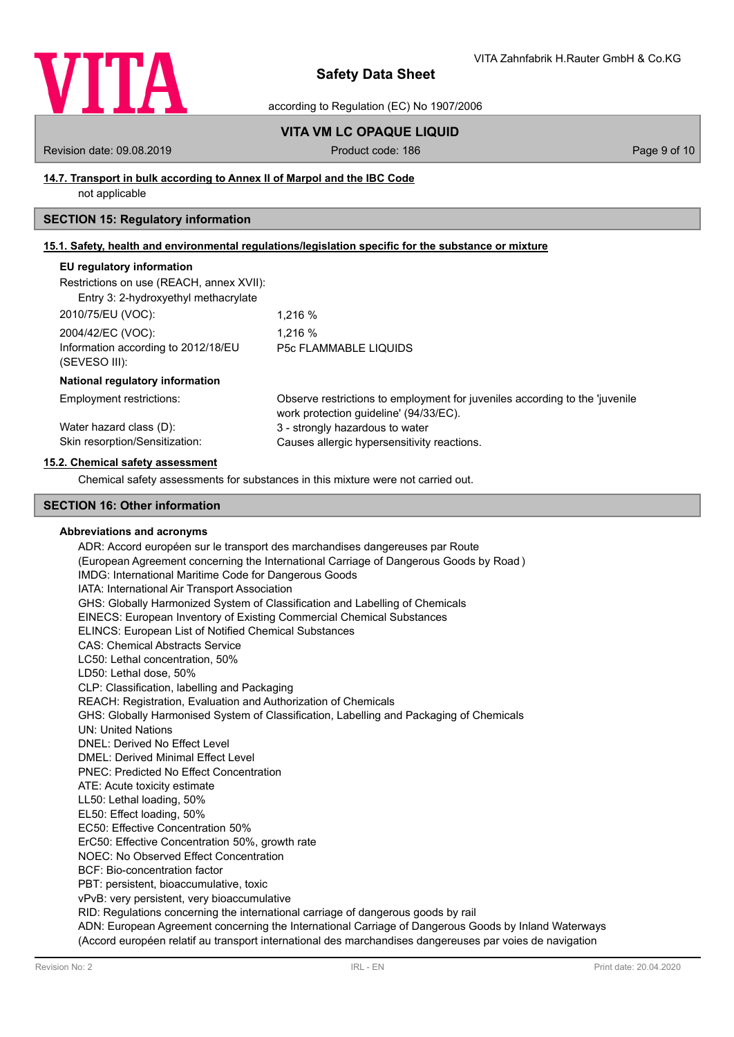### 14.7. Transport in bulk according to Annex II of Marpol and the IBC Code

not applicable

## SECTION 15: Regulatory information

### 15.1. Safety, health and environmental regulations/legislation specific for the substance or mixture

**EU regulatory information**

Restrictions on use (REACH, annex XVII):

Entry 3: 2-hydroxyethyl methacrylate

| | |
|---|---|
| 2010/75/EU (VOC): | 1,216 % |
| 2004/42/EC (VOC): | 1,216 % |
| Information according to 2012/18/EU (SEVESO III): | P5c FLAMMABLE LIQUIDS |

**National regulatory information**

| | |
|---|---|
| Employment restrictions: | Observe restrictions to employment for juveniles according to the 'juvenile work protection guideline' (94/33/EC). |
| Water hazard class (D): | 3 - strongly hazardous to water |
| Skin resorption/Sensitization: | Causes allergic hypersensitivity reactions. |

### 15.2. Chemical safety assessment

Chemical safety assessments for substances in this mixture were not carried out.

## SECTION 16: Other information

**Abbreviations and acronyms**

ADR: Accord européen sur le transport des marchandises dangereuses par Route
(European Agreement concerning the International Carriage of Dangerous Goods by Road )
IMDG: International Maritime Code for Dangerous Goods
IATA: International Air Transport Association
GHS: Globally Harmonized System of Classification and Labelling of Chemicals
EINECS: European Inventory of Existing Commercial Chemical Substances
ELINCS: European List of Notified Chemical Substances
CAS: Chemical Abstracts Service
LC50: Lethal concentration, 50%
LD50: Lethal dose, 50%
CLP: Classification, labelling and Packaging
REACH: Registration, Evaluation and Authorization of Chemicals
GHS: Globally Harmonised System of Classification, Labelling and Packaging of Chemicals
UN: United Nations
DNEL: Derived No Effect Level
DMEL: Derived Minimal Effect Level
PNEC: Predicted No Effect Concentration
ATE: Acute toxicity estimate
LL50: Lethal loading, 50%
EL50: Effect loading, 50%
EC50: Effective Concentration 50%
ErC50: Effective Concentration 50%, growth rate
NOEC: No Observed Effect Concentration
BCF: Bio-concentration factor
PBT: persistent, bioaccumulative, toxic
vPvB: very persistent, very bioaccumulative
RID: Regulations concerning the international carriage of dangerous goods by rail
ADN: European Agreement concerning the International Carriage of Dangerous Goods by Inland Waterways
(Accord européen relatif au transport international des marchandises dangereuses par voies de navigation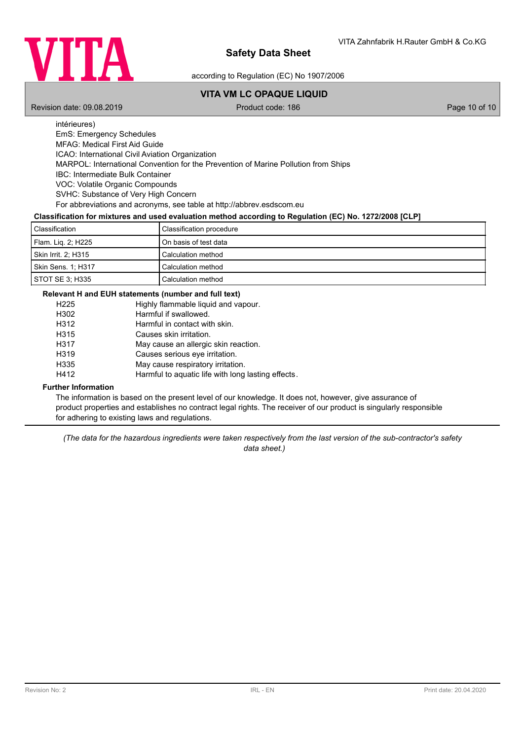intérieures)
EmS: Emergency Schedules
MFAG: Medical First Aid Guide
ICAO: International Civil Aviation Organization
MARPOL: International Convention for the Prevention of Marine Pollution from Ships
IBC: Intermediate Bulk Container
VOC: Volatile Organic Compounds
SVHC: Substance of Very High Concern
For abbreviations and acronyms, see table at http://abbrev.esdscom.eu

**Classification for mixtures and used evaluation method according to Regulation (EC) No. 1272/2008 [CLP]**

| Classification | Classification procedure |
|---|---|
| Flam. Liq. 2; H225 | On basis of test data |
| Skin Irrit. 2; H315 | Calculation method |
| Skin Sens. 1; H317 | Calculation method |
| STOT SE 3; H335 | Calculation method |

**Relevant H and EUH statements (number and full text)**

| | |
|---|---|
| H225 | Highly flammable liquid and vapour. |
| H302 | Harmful if swallowed. |
| H312 | Harmful in contact with skin. |
| H315 | Causes skin irritation. |
| H317 | May cause an allergic skin reaction. |
| H319 | Causes serious eye irritation. |
| H335 | May cause respiratory irritation. |
| H412 | Harmful to aquatic life with long lasting effects. |

**Further Information**

The information is based on the present level of our knowledge. It does not, however, give assurance of product properties and establishes no contract legal rights. The receiver of our product is singularly responsible for adhering to existing laws and regulations.

*(The data for the hazardous ingredients were taken respectively from the last version of the sub-contractor's safety data sheet.)*